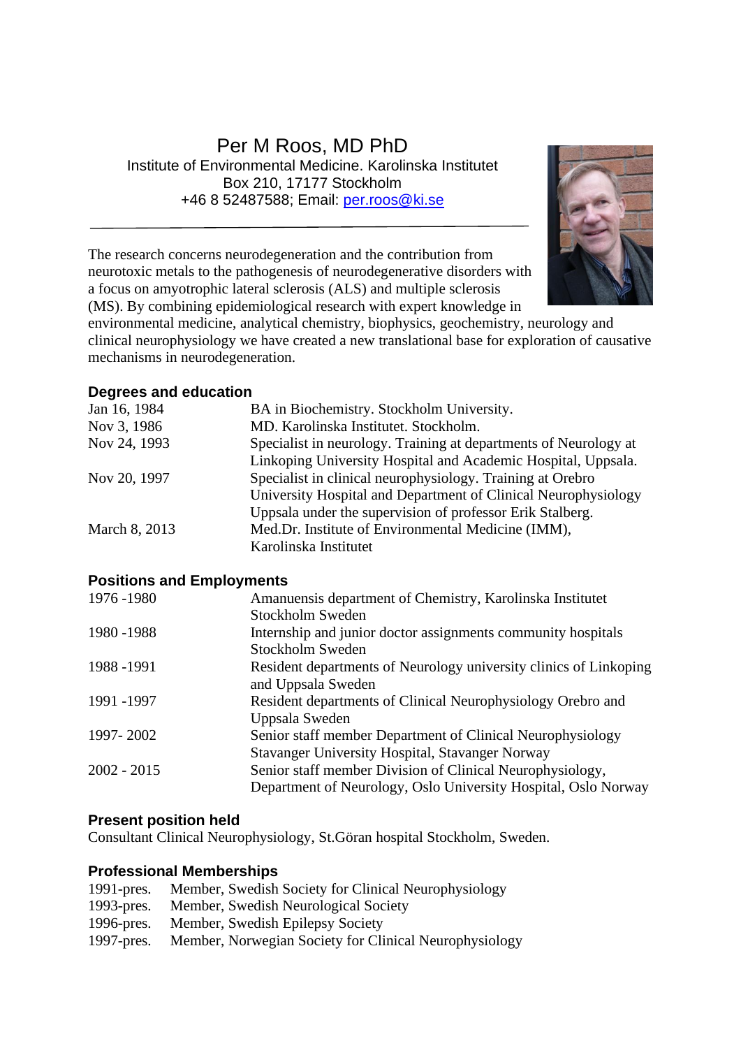# Per M Roos, MD PhD

Institute of Environmental Medicine. Karolinska Institutet
Box 210, 17177 Stockholm
+46 8 52487588; Email: per.roos@ki.se

---

The research concerns neurodegeneration and the contribution from neurotoxic metals to the pathogenesis of neurodegenerative disorders with a focus on amyotrophic lateral sclerosis (ALS) and multiple sclerosis (MS). By combining epidemiological research with expert knowledge in environmental medicine, analytical chemistry, biophysics, geochemistry, neurology and clinical neurophysiology we have created a new translational base for exploration of causative mechanisms in neurodegeneration.

## Degrees and education

| | |
|---|---|
| Jan 16, 1984 | BA in Biochemistry. Stockholm University. |
| Nov 3, 1986 | MD. Karolinska Institutet. Stockholm. |
| Nov 24, 1993 | Specialist in neurology. Training at departments of Neurology at Linkoping University Hospital and Academic Hospital, Uppsala. |
| Nov 20, 1997 | Specialist in clinical neurophysiology. Training at Orebro University Hospital and Department of Clinical Neurophysiology Uppsala under the supervision of professor Erik Stalberg. |
| March 8, 2013 | Med.Dr. Institute of Environmental Medicine (IMM), Karolinska Institutet |

## Positions and Employments

| | |
|---|---|
| 1976 -1980 | Amanuensis department of Chemistry, Karolinska Institutet Stockholm Sweden |
| 1980 -1988 | Internship and junior doctor assignments community hospitals Stockholm Sweden |
| 1988 -1991 | Resident departments of Neurology university clinics of Linkoping and Uppsala Sweden |
| 1991 -1997 | Resident departments of Clinical Neurophysiology Orebro and Uppsala Sweden |
| 1997- 2002 | Senior staff member Department of Clinical Neurophysiology Stavanger University Hospital, Stavanger Norway |
| 2002 - 2015 | Senior staff member Division of Clinical Neurophysiology, Department of Neurology, Oslo University Hospital, Oslo Norway |

## Present position held

Consultant Clinical Neurophysiology, St.Göran hospital Stockholm, Sweden.

## Professional Memberships

| | |
|---|---|
| 1991-pres. | Member, Swedish Society for Clinical Neurophysiology |
| 1993-pres. | Member, Swedish Neurological Society |
| 1996-pres. | Member, Swedish Epilepsy Society |
| 1997-pres. | Member, Norwegian Society for Clinical Neurophysiology |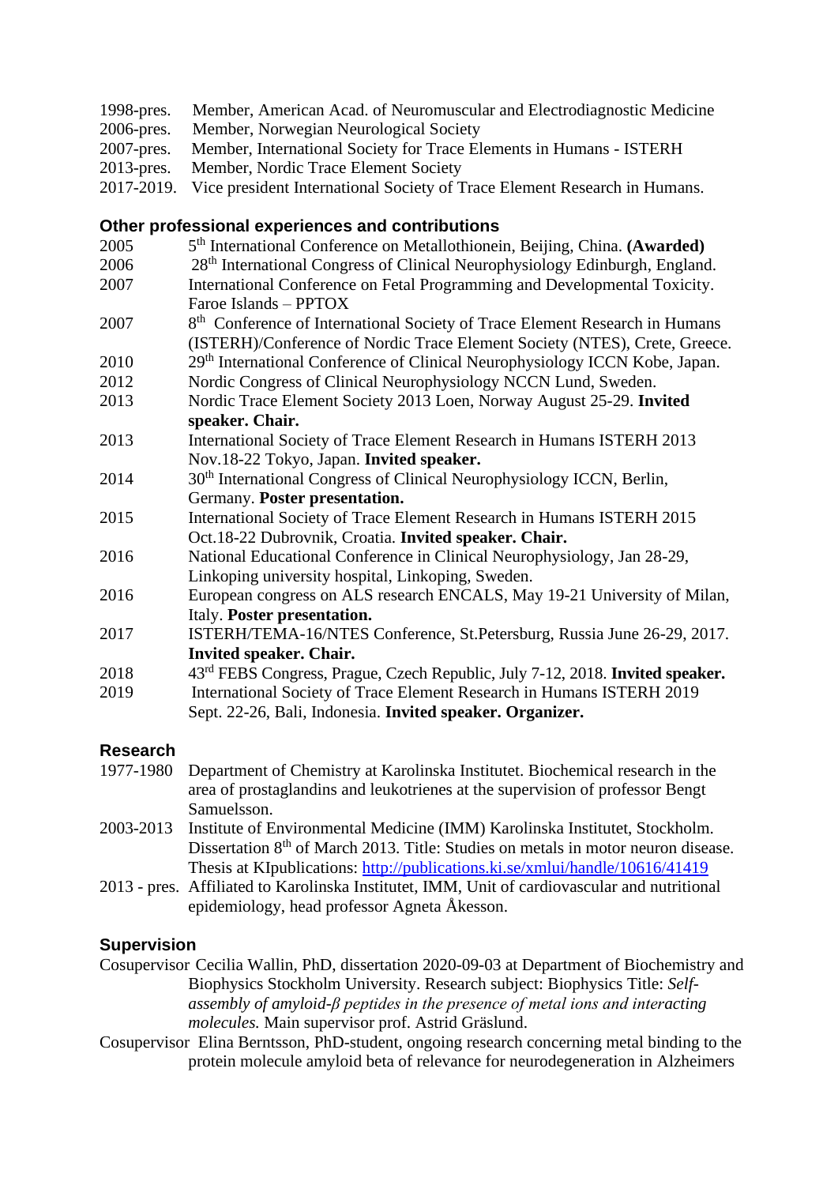1998-pres. Member, American Acad. of Neuromuscular and Electrodiagnostic Medicine
2006-pres. Member, Norwegian Neurological Society
2007-pres. Member, International Society for Trace Elements in Humans - ISTERH
2013-pres. Member, Nordic Trace Element Society
2017-2019. Vice president International Society of Trace Element Research in Humans.

## Other professional experiences and contributions

2005 5th International Conference on Metallothionein, Beijing, China. **(Awarded)**
2006 28th International Congress of Clinical Neurophysiology Edinburgh, England.
2007 International Conference on Fetal Programming and Developmental Toxicity. Faroe Islands – PPTOX
2007 8th Conference of International Society of Trace Element Research in Humans (ISTERH)/Conference of Nordic Trace Element Society (NTES), Crete, Greece.
2010 29th International Conference of Clinical Neurophysiology ICCN Kobe, Japan.
2012 Nordic Congress of Clinical Neurophysiology NCCN Lund, Sweden.
2013 Nordic Trace Element Society 2013 Loen, Norway August 25-29. **Invited speaker. Chair.**
2013 International Society of Trace Element Research in Humans ISTERH 2013 Nov.18-22 Tokyo, Japan. **Invited speaker.**
2014 30th International Congress of Clinical Neurophysiology ICCN, Berlin, Germany. **Poster presentation.**
2015 International Society of Trace Element Research in Humans ISTERH 2015 Oct.18-22 Dubrovnik, Croatia. **Invited speaker. Chair.**
2016 National Educational Conference in Clinical Neurophysiology, Jan 28-29, Linkoping university hospital, Linkoping, Sweden.
2016 European congress on ALS research ENCALS, May 19-21 University of Milan, Italy. **Poster presentation.**
2017 ISTERH/TEMA-16/NTES Conference, St.Petersburg, Russia June 26-29, 2017. **Invited speaker. Chair.**
2018 43rd FEBS Congress, Prague, Czech Republic, July 7-12, 2018. **Invited speaker.**
2019 International Society of Trace Element Research in Humans ISTERH 2019 Sept. 22-26, Bali, Indonesia. **Invited speaker. Organizer.**

## Research

1977-1980 Department of Chemistry at Karolinska Institutet. Biochemical research in the area of prostaglandins and leukotrienes at the supervision of professor Bengt Samuelsson.
2003-2013 Institute of Environmental Medicine (IMM) Karolinska Institutet, Stockholm. Dissertation 8th of March 2013. Title: Studies on metals in motor neuron disease. Thesis at KIpublications: http://publications.ki.se/xmlui/handle/10616/41419
2013 - pres. Affiliated to Karolinska Institutet, IMM, Unit of cardiovascular and nutritional epidemiology, head professor Agneta Åkesson.

## Supervision

Cosupervisor Cecilia Wallin, PhD, dissertation 2020-09-03 at Department of Biochemistry and Biophysics Stockholm University. Research subject: Biophysics Title: *Self-assembly of amyloid-β peptides in the presence of metal ions and interacting molecules.* Main supervisor prof. Astrid Gräslund.
Cosupervisor Elina Berntsson, PhD-student, ongoing research concerning metal binding to the protein molecule amyloid beta of relevance for neurodegeneration in Alzheimers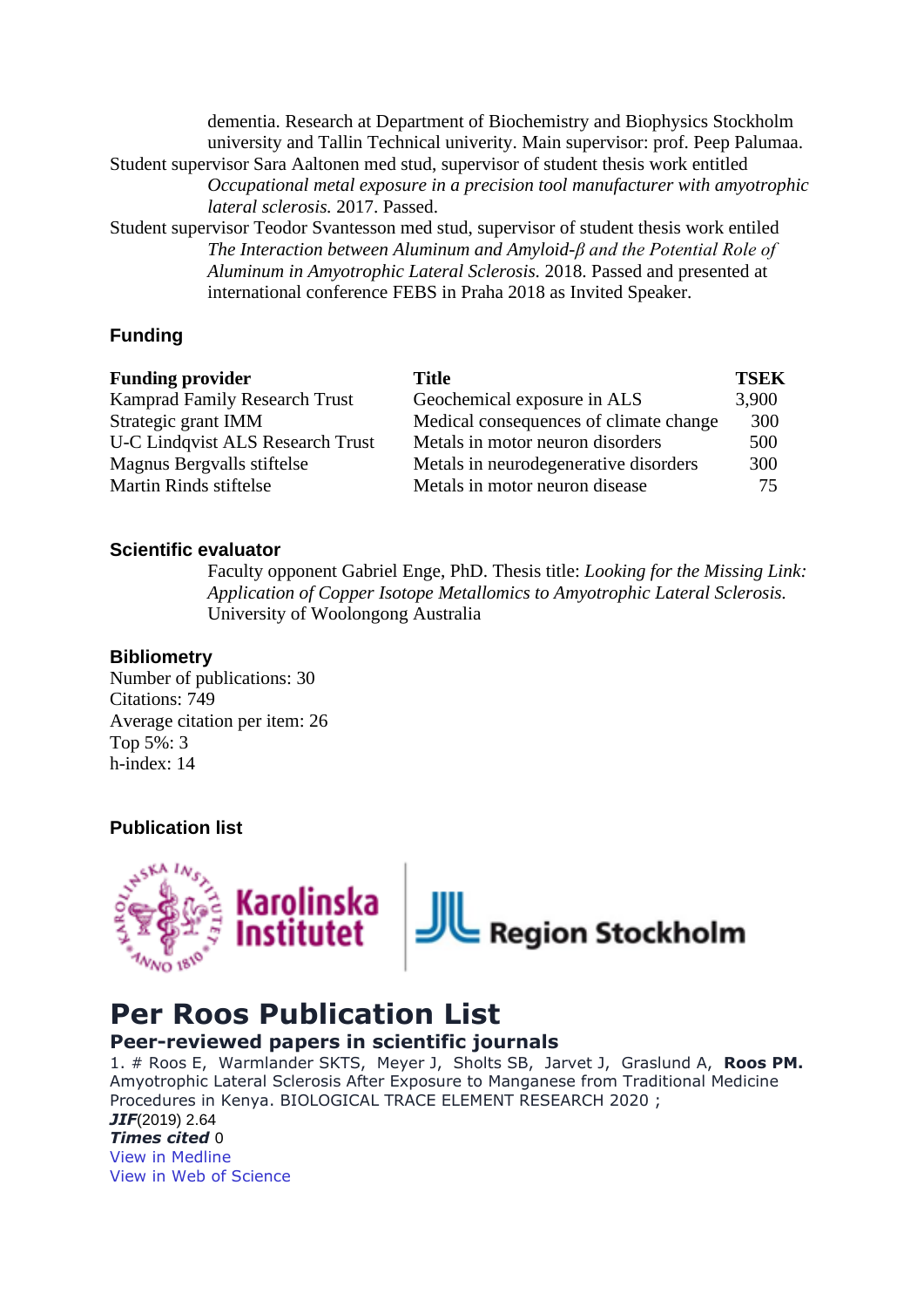dementia. Research at Department of Biochemistry and Biophysics Stockholm university and Tallin Technical univerity. Main supervisor: prof. Peep Palumaa.

Student supervisor Sara Aaltonen med stud, supervisor of student thesis work entitled *Occupational metal exposure in a precision tool manufacturer with amyotrophic lateral sclerosis.* 2017. Passed.

Student supervisor Teodor Svantesson med stud, supervisor of student thesis work entiled *The Interaction between Aluminum and Amyloid-β and the Potential Role of Aluminum in Amyotrophic Lateral Sclerosis.* 2018. Passed and presented at international conference FEBS in Praha 2018 as Invited Speaker.

## Funding

| Funding provider | Title | TSEK |
|---|---|---|
| Kamprad Family Research Trust | Geochemical exposure in ALS | 3,900 |
| Strategic grant IMM | Medical consequences of climate change | 300 |
| U-C Lindqvist ALS Research Trust | Metals in motor neuron disorders | 500 |
| Magnus Bergvalls stiftelse | Metals in neurodegenerative disorders | 300 |
| Martin Rinds stiftelse | Metals in motor neuron disease | 75 |

## Scientific evaluator

Faculty opponent Gabriel Enge, PhD. Thesis title: *Looking for the Missing Link: Application of Copper Isotope Metallomics to Amyotrophic Lateral Sclerosis.* University of Woolongong Australia

## Bibliometry

Number of publications: 30
Citations: 749
Average citation per item: 26
Top 5%: 3
h-index: 14

## Publication list

Karolinska Institutet | Region Stockholm

# Per Roos Publication List

## Peer-reviewed papers in scientific journals

1. # Roos E, Warmlander SKTS, Meyer J, Sholts SB, Jarvet J, Graslund A, **Roos PM.** Amyotrophic Lateral Sclerosis After Exposure to Manganese from Traditional Medicine Procedures in Kenya. BIOLOGICAL TRACE ELEMENT RESEARCH 2020 ;
***JIF***(2019) 2.64
***Times cited*** 0
View in Medline
View in Web of Science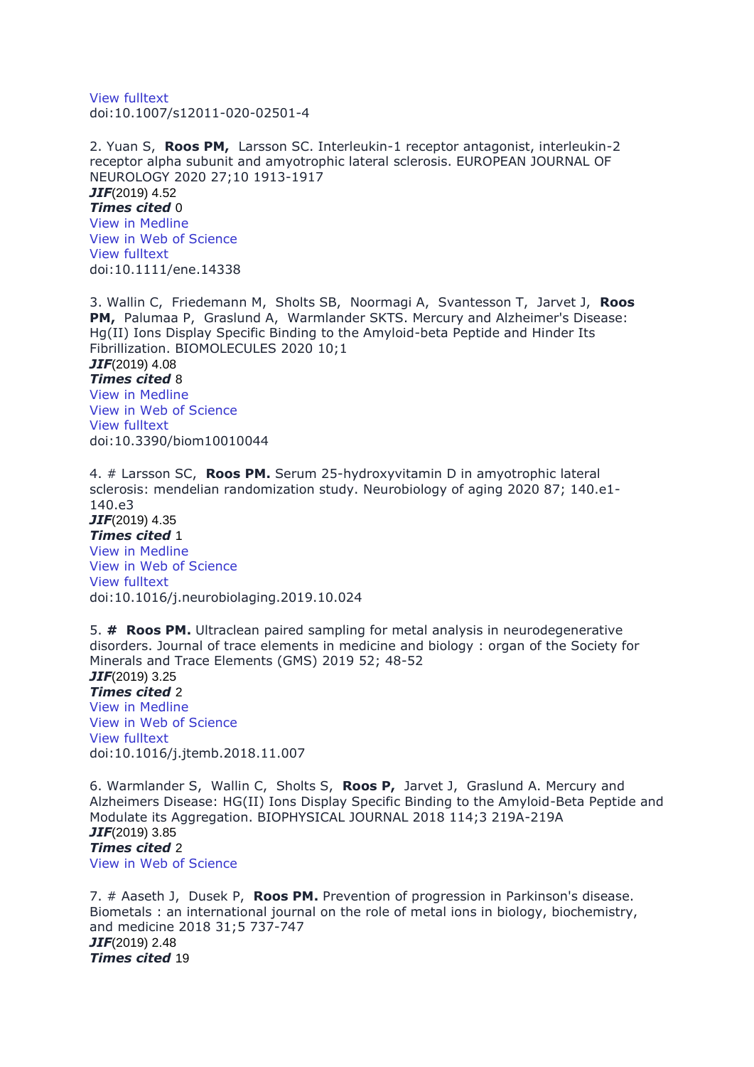View fulltext
doi:10.1007/s12011-020-02501-4

2. Yuan S, **Roos PM,** Larsson SC. Interleukin-1 receptor antagonist, interleukin-2 receptor alpha subunit and amyotrophic lateral sclerosis. EUROPEAN JOURNAL OF NEUROLOGY 2020 27;10 1913-1917
***JIF***(2019) 4.52
***Times cited*** 0
View in Medline
View in Web of Science
View fulltext
doi:10.1111/ene.14338

3. Wallin C, Friedemann M, Sholts SB, Noormagi A, Svantesson T, Jarvet J, **Roos PM,** Palumaa P, Graslund A, Warmlander SKTS. Mercury and Alzheimer's Disease: Hg(II) Ions Display Specific Binding to the Amyloid-beta Peptide and Hinder Its Fibrillization. BIOMOLECULES 2020 10;1
***JIF***(2019) 4.08
***Times cited*** 8
View in Medline
View in Web of Science
View fulltext
doi:10.3390/biom10010044

4. # Larsson SC, **Roos PM.** Serum 25-hydroxyvitamin D in amyotrophic lateral sclerosis: mendelian randomization study. Neurobiology of aging 2020 87; 140.e1-140.e3
***JIF***(2019) 4.35
***Times cited*** 1
View in Medline
View in Web of Science
View fulltext
doi:10.1016/j.neurobiolaging.2019.10.024

5. **# Roos PM.** Ultraclean paired sampling for metal analysis in neurodegenerative disorders. Journal of trace elements in medicine and biology : organ of the Society for Minerals and Trace Elements (GMS) 2019 52; 48-52
***JIF***(2019) 3.25
***Times cited*** 2
View in Medline
View in Web of Science
View fulltext
doi:10.1016/j.jtemb.2018.11.007

6. Warmlander S, Wallin C, Sholts S, **Roos P,** Jarvet J, Graslund A. Mercury and Alzheimers Disease: HG(II) Ions Display Specific Binding to the Amyloid-Beta Peptide and Modulate its Aggregation. BIOPHYSICAL JOURNAL 2018 114;3 219A-219A
***JIF***(2019) 3.85
***Times cited*** 2
View in Web of Science

7. # Aaseth J, Dusek P, **Roos PM.** Prevention of progression in Parkinson's disease. Biometals : an international journal on the role of metal ions in biology, biochemistry, and medicine 2018 31;5 737-747
***JIF***(2019) 2.48
***Times cited*** 19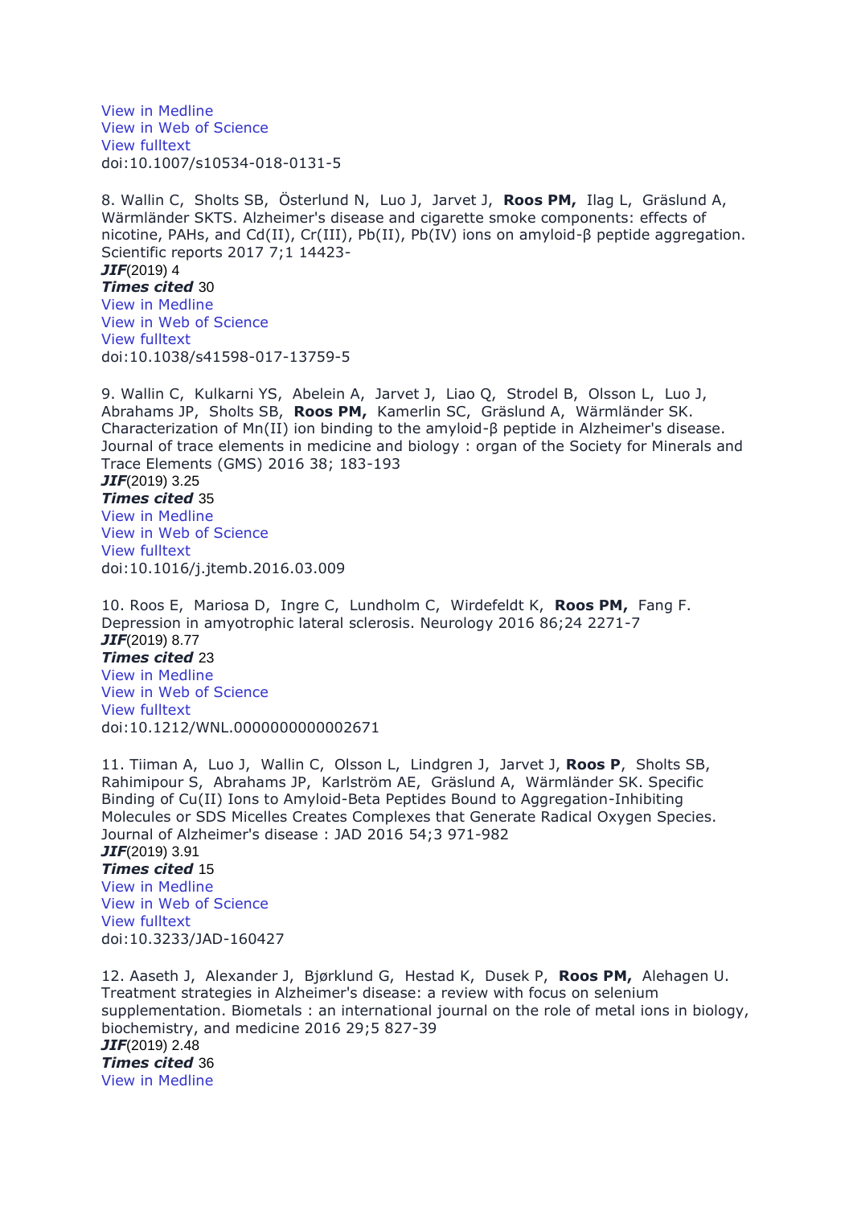View in Medline
View in Web of Science
View fulltext
doi:10.1007/s10534-018-0131-5

8. Wallin C, Sholts SB, Österlund N, Luo J, Jarvet J, **Roos PM,** Ilag L, Gräslund A, Wärmländer SKTS. Alzheimer's disease and cigarette smoke components: effects of nicotine, PAHs, and Cd(II), Cr(III), Pb(II), Pb(IV) ions on amyloid-β peptide aggregation. Scientific reports 2017 7;1 14423-
***JIF***(2019) 4
***Times cited*** 30
View in Medline
View in Web of Science
View fulltext
doi:10.1038/s41598-017-13759-5

9. Wallin C, Kulkarni YS, Abelein A, Jarvet J, Liao Q, Strodel B, Olsson L, Luo J, Abrahams JP, Sholts SB, **Roos PM,** Kamerlin SC, Gräslund A, Wärmländer SK. Characterization of Mn(II) ion binding to the amyloid-β peptide in Alzheimer's disease. Journal of trace elements in medicine and biology : organ of the Society for Minerals and Trace Elements (GMS) 2016 38; 183-193
***JIF***(2019) 3.25
***Times cited*** 35
View in Medline
View in Web of Science
View fulltext
doi:10.1016/j.jtemb.2016.03.009

10. Roos E, Mariosa D, Ingre C, Lundholm C, Wirdefeldt K, **Roos PM,** Fang F. Depression in amyotrophic lateral sclerosis. Neurology 2016 86;24 2271-7
***JIF***(2019) 8.77
***Times cited*** 23
View in Medline
View in Web of Science
View fulltext
doi:10.1212/WNL.0000000000002671

11. Tiiman A, Luo J, Wallin C, Olsson L, Lindgren J, Jarvet J, **Roos P**, Sholts SB, Rahimipour S, Abrahams JP, Karlström AE, Gräslund A, Wärmländer SK. Specific Binding of Cu(II) Ions to Amyloid-Beta Peptides Bound to Aggregation-Inhibiting Molecules or SDS Micelles Creates Complexes that Generate Radical Oxygen Species. Journal of Alzheimer's disease : JAD 2016 54;3 971-982
***JIF***(2019) 3.91
***Times cited*** 15
View in Medline
View in Web of Science
View fulltext
doi:10.3233/JAD-160427

12. Aaseth J, Alexander J, Bjørklund G, Hestad K, Dusek P, **Roos PM,** Alehagen U. Treatment strategies in Alzheimer's disease: a review with focus on selenium supplementation. Biometals : an international journal on the role of metal ions in biology, biochemistry, and medicine 2016 29;5 827-39
***JIF***(2019) 2.48
***Times cited*** 36
View in Medline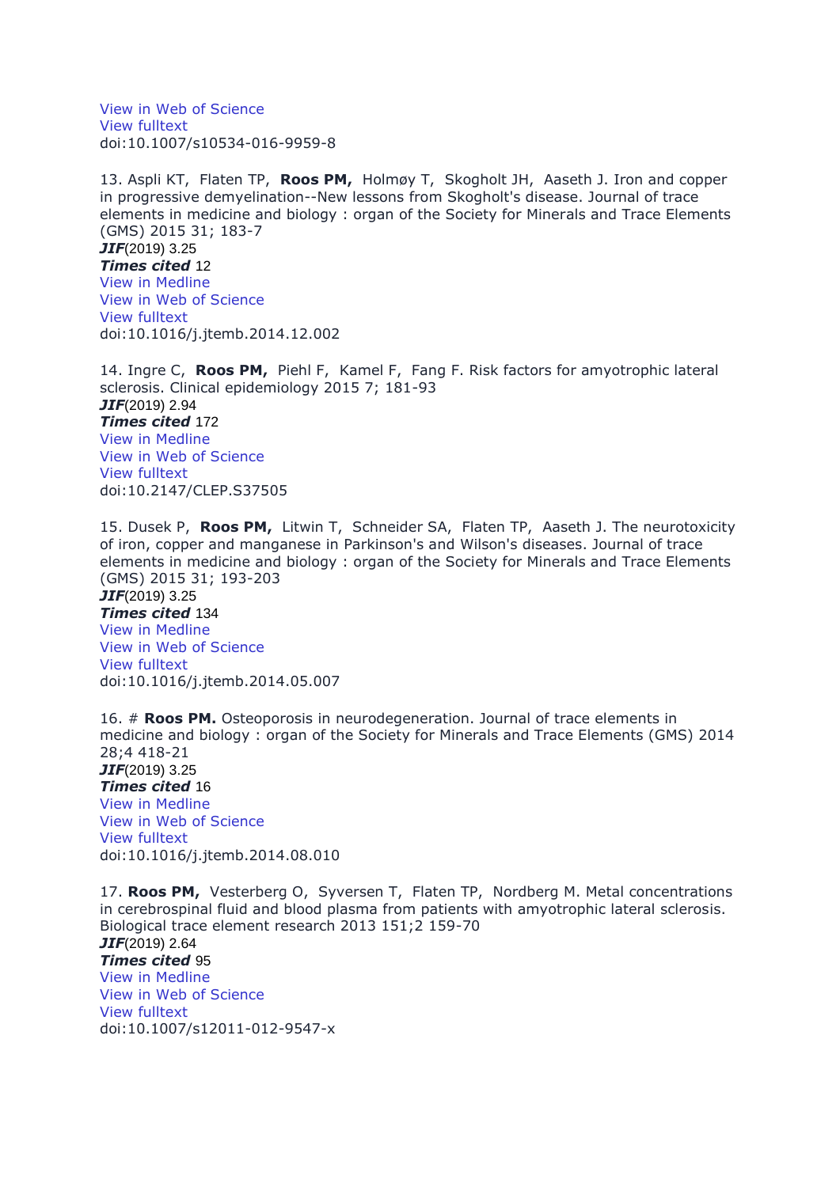View in Web of Science
View fulltext
doi:10.1007/s10534-016-9959-8

13. Aspli KT, Flaten TP, **Roos PM,** Holmøy T, Skogholt JH, Aaseth J. Iron and copper in progressive demyelination--New lessons from Skogholt's disease. Journal of trace elements in medicine and biology : organ of the Society for Minerals and Trace Elements (GMS) 2015 31; 183-7
***JIF***(2019) 3.25
***Times cited*** 12
View in Medline
View in Web of Science
View fulltext
doi:10.1016/j.jtemb.2014.12.002

14. Ingre C, **Roos PM,** Piehl F, Kamel F, Fang F. Risk factors for amyotrophic lateral sclerosis. Clinical epidemiology 2015 7; 181-93
***JIF***(2019) 2.94
***Times cited*** 172
View in Medline
View in Web of Science
View fulltext
doi:10.2147/CLEP.S37505

15. Dusek P, **Roos PM,** Litwin T, Schneider SA, Flaten TP, Aaseth J. The neurotoxicity of iron, copper and manganese in Parkinson's and Wilson's diseases. Journal of trace elements in medicine and biology : organ of the Society for Minerals and Trace Elements (GMS) 2015 31; 193-203
***JIF***(2019) 3.25
***Times cited*** 134
View in Medline
View in Web of Science
View fulltext
doi:10.1016/j.jtemb.2014.05.007

16. # **Roos PM.** Osteoporosis in neurodegeneration. Journal of trace elements in medicine and biology : organ of the Society for Minerals and Trace Elements (GMS) 2014 28;4 418-21
***JIF***(2019) 3.25
***Times cited*** 16
View in Medline
View in Web of Science
View fulltext
doi:10.1016/j.jtemb.2014.08.010

17. **Roos PM,** Vesterberg O, Syversen T, Flaten TP, Nordberg M. Metal concentrations in cerebrospinal fluid and blood plasma from patients with amyotrophic lateral sclerosis. Biological trace element research 2013 151;2 159-70
***JIF***(2019) 2.64
***Times cited*** 95
View in Medline
View in Web of Science
View fulltext
doi:10.1007/s12011-012-9547-x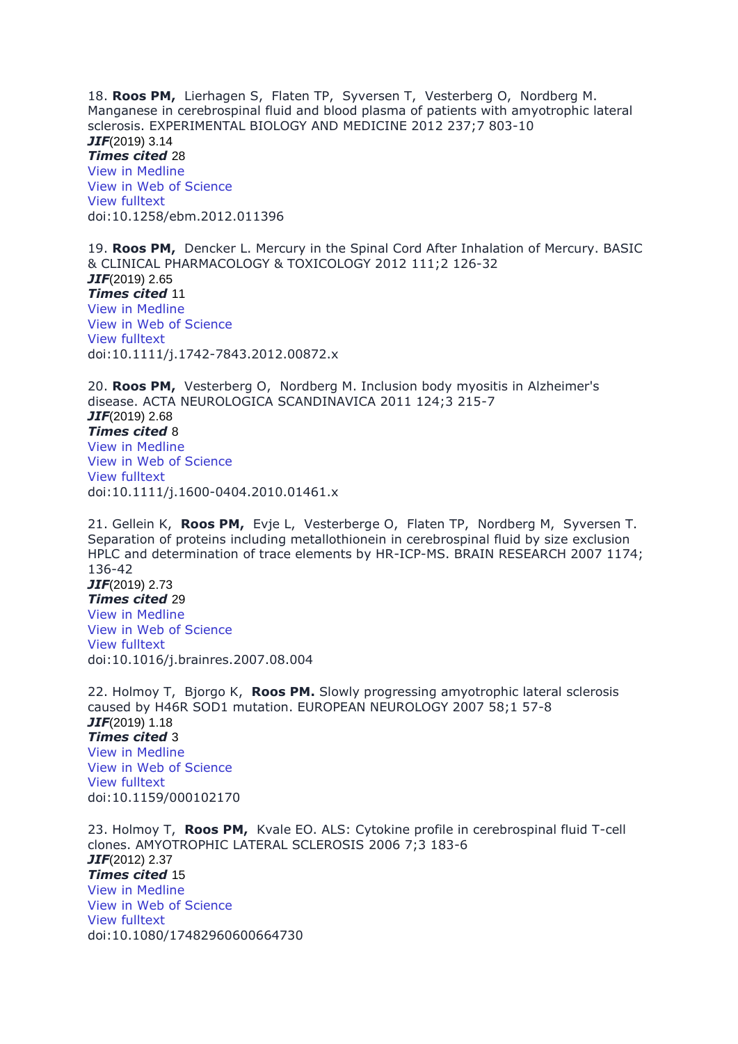18. **Roos PM,** Lierhagen S, Flaten TP, Syversen T, Vesterberg O, Nordberg M. Manganese in cerebrospinal fluid and blood plasma of patients with amyotrophic lateral sclerosis. EXPERIMENTAL BIOLOGY AND MEDICINE 2012 237;7 803-10
***JIF***(2019) 3.14
***Times cited*** 28
View in Medline
View in Web of Science
View fulltext
doi:10.1258/ebm.2012.011396

19. **Roos PM,** Dencker L. Mercury in the Spinal Cord After Inhalation of Mercury. BASIC & CLINICAL PHARMACOLOGY & TOXICOLOGY 2012 111;2 126-32
***JIF***(2019) 2.65
***Times cited*** 11
View in Medline
View in Web of Science
View fulltext
doi:10.1111/j.1742-7843.2012.00872.x

20. **Roos PM,** Vesterberg O, Nordberg M. Inclusion body myositis in Alzheimer's disease. ACTA NEUROLOGICA SCANDINAVICA 2011 124;3 215-7
***JIF***(2019) 2.68
***Times cited*** 8
View in Medline
View in Web of Science
View fulltext
doi:10.1111/j.1600-0404.2010.01461.x

21. Gellein K, **Roos PM,** Evje L, Vesterberge O, Flaten TP, Nordberg M, Syversen T. Separation of proteins including metallothionein in cerebrospinal fluid by size exclusion HPLC and determination of trace elements by HR-ICP-MS. BRAIN RESEARCH 2007 1174; 136-42
***JIF***(2019) 2.73
***Times cited*** 29
View in Medline
View in Web of Science
View fulltext
doi:10.1016/j.brainres.2007.08.004

22. Holmoy T, Bjorgo K, **Roos PM.** Slowly progressing amyotrophic lateral sclerosis caused by H46R SOD1 mutation. EUROPEAN NEUROLOGY 2007 58;1 57-8
***JIF***(2019) 1.18
***Times cited*** 3
View in Medline
View in Web of Science
View fulltext
doi:10.1159/000102170

23. Holmoy T, **Roos PM,** Kvale EO. ALS: Cytokine profile in cerebrospinal fluid T-cell clones. AMYOTROPHIC LATERAL SCLEROSIS 2006 7;3 183-6
***JIF***(2012) 2.37
***Times cited*** 15
View in Medline
View in Web of Science
View fulltext
doi:10.1080/17482960600664730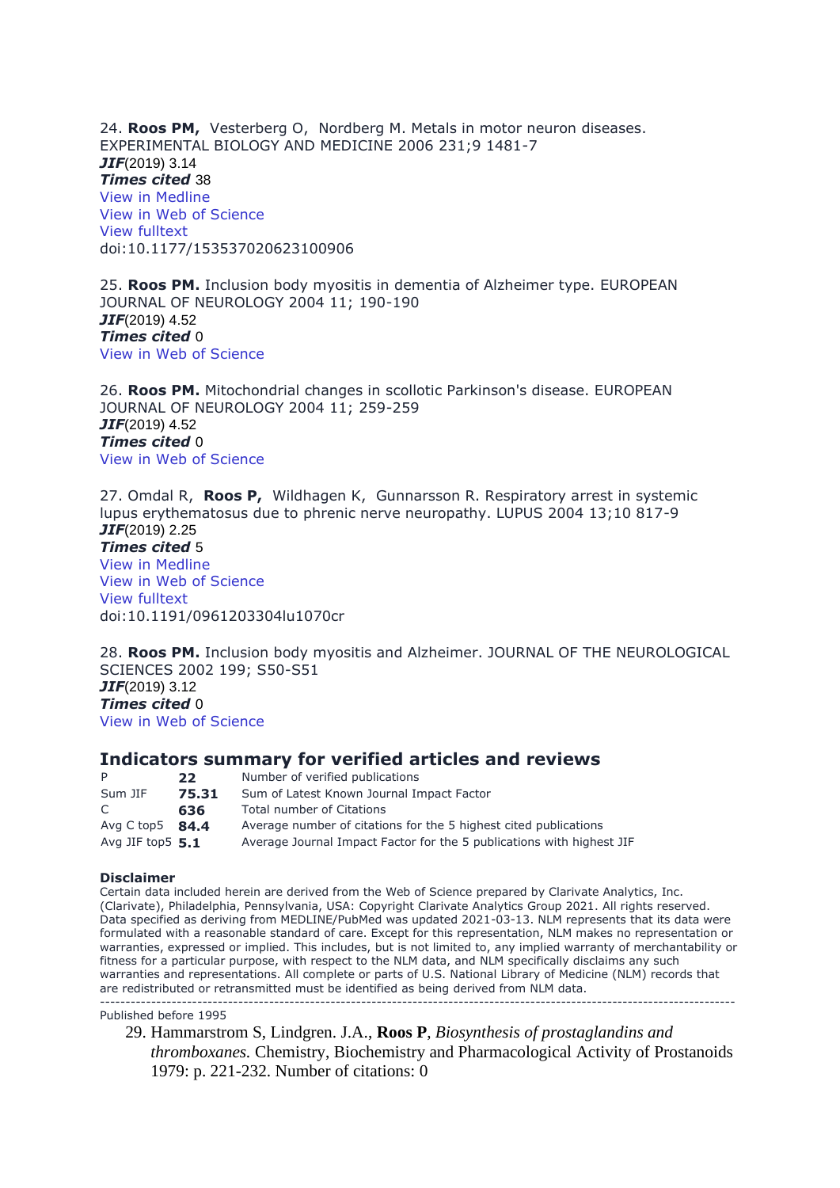24. **Roos PM,** Vesterberg O, Nordberg M. Metals in motor neuron diseases. EXPERIMENTAL BIOLOGY AND MEDICINE 2006 231;9 1481-7
***JIF***(2019) 3.14
***Times cited*** 38
View in Medline
View in Web of Science
View fulltext
doi:10.1177/153537020623100906

25. **Roos PM.** Inclusion body myositis in dementia of Alzheimer type. EUROPEAN JOURNAL OF NEUROLOGY 2004 11; 190-190
***JIF***(2019) 4.52
***Times cited*** 0
View in Web of Science

26. **Roos PM.** Mitochondrial changes in scollotic Parkinson's disease. EUROPEAN JOURNAL OF NEUROLOGY 2004 11; 259-259
***JIF***(2019) 4.52
***Times cited*** 0
View in Web of Science

27. Omdal R, **Roos P,** Wildhagen K, Gunnarsson R. Respiratory arrest in systemic lupus erythematosus due to phrenic nerve neuropathy. LUPUS 2004 13;10 817-9
***JIF***(2019) 2.25
***Times cited*** 5
View in Medline
View in Web of Science
View fulltext
doi:10.1191/0961203304lu1070cr

28. **Roos PM.** Inclusion body myositis and Alzheimer. JOURNAL OF THE NEUROLOGICAL SCIENCES 2002 199; S50-S51
***JIF***(2019) 3.12
***Times cited*** 0
View in Web of Science

## Indicators summary for verified articles and reviews

| | | |
|---|---|---|
| P | **22** | Number of verified publications |
| Sum JIF | **75.31** | Sum of Latest Known Journal Impact Factor |
| C | **636** | Total number of Citations |
| Avg C top5 | **84.4** | Average number of citations for the 5 highest cited publications |
| Avg JIF top5 | **5.1** | Average Journal Impact Factor for the 5 publications with highest JIF |

**Disclaimer**
Certain data included herein are derived from the Web of Science prepared by Clarivate Analytics, Inc. (Clarivate), Philadelphia, Pennsylvania, USA: Copyright Clarivate Analytics Group 2021. All rights reserved. Data specified as deriving from MEDLINE/PubMed was updated 2021-03-13. NLM represents that its data were formulated with a reasonable standard of care. Except for this representation, NLM makes no representation or warranties, expressed or implied. This includes, but is not limited to, any implied warranty of merchantability or fitness for a particular purpose, with respect to the NLM data, and NLM specifically disclaims any such warranties and representations. All complete or parts of U.S. National Library of Medicine (NLM) records that are redistributed or retransmitted must be identified as being derived from NLM data.

---

Published before 1995

29. Hammarstrom S, Lindgren. J.A., **Roos P**, *Biosynthesis of prostaglandins and thromboxanes.* Chemistry, Biochemistry and Pharmacological Activity of Prostanoids 1979: p. 221-232. Number of citations: 0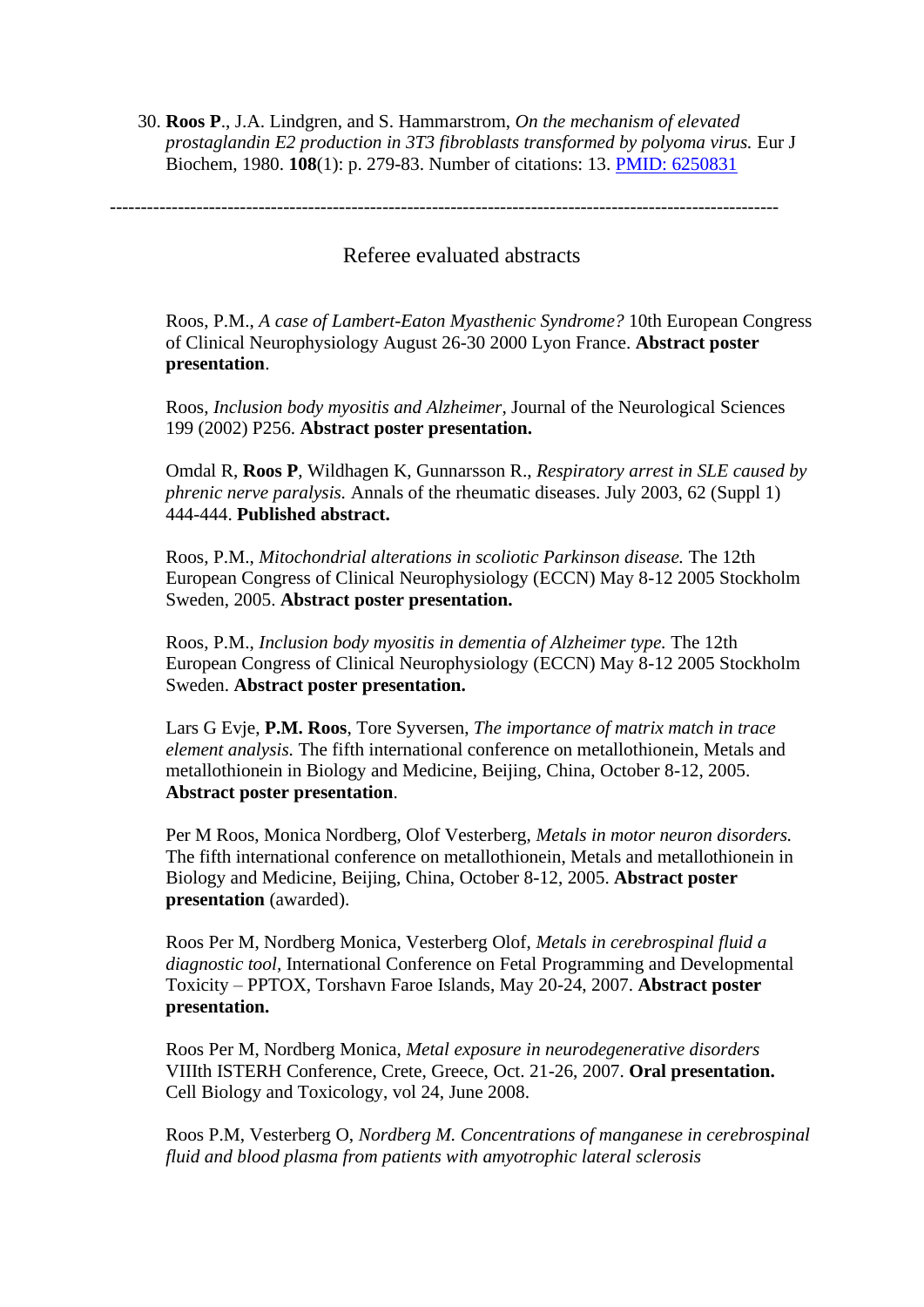30. **Roos P**., J.A. Lindgren, and S. Hammarstrom, *On the mechanism of elevated prostaglandin E2 production in 3T3 fibroblasts transformed by polyoma virus.* Eur J Biochem, 1980. **108**(1): p. 279-83. Number of citations: 13. [PMID: 6250831]

---

## Referee evaluated abstracts

Roos, P.M., *A case of Lambert-Eaton Myasthenic Syndrome?* 10th European Congress of Clinical Neurophysiology August 26-30 2000 Lyon France. **Abstract poster presentation**.

Roos, *Inclusion body myositis and Alzheimer*, Journal of the Neurological Sciences 199 (2002) P256. **Abstract poster presentation.**

Omdal R, **Roos P**, Wildhagen K, Gunnarsson R., *Respiratory arrest in SLE caused by phrenic nerve paralysis.* Annals of the rheumatic diseases. July 2003, 62 (Suppl 1) 444-444. **Published abstract.**

Roos, P.M., *Mitochondrial alterations in scoliotic Parkinson disease.* The 12th European Congress of Clinical Neurophysiology (ECCN) May 8-12 2005 Stockholm Sweden, 2005. **Abstract poster presentation.**

Roos, P.M., *Inclusion body myositis in dementia of Alzheimer type.* The 12th European Congress of Clinical Neurophysiology (ECCN) May 8-12 2005 Stockholm Sweden. **Abstract poster presentation.**

Lars G Evje, **P.M. Roos**, Tore Syversen, *The importance of matrix match in trace element analysis.* The fifth international conference on metallothionein, Metals and metallothionein in Biology and Medicine, Beijing, China, October 8-12, 2005. **Abstract poster presentation**.

Per M Roos, Monica Nordberg, Olof Vesterberg, *Metals in motor neuron disorders.* The fifth international conference on metallothionein, Metals and metallothionein in Biology and Medicine, Beijing, China, October 8-12, 2005. **Abstract poster presentation** (awarded).

Roos Per M, Nordberg Monica, Vesterberg Olof, *Metals in cerebrospinal fluid a diagnostic tool,* International Conference on Fetal Programming and Developmental Toxicity – PPTOX, Torshavn Faroe Islands, May 20-24, 2007. **Abstract poster presentation.**

Roos Per M, Nordberg Monica, *Metal exposure in neurodegenerative disorders* VIIIth ISTERH Conference, Crete, Greece, Oct. 21-26, 2007. **Oral presentation.** Cell Biology and Toxicology, vol 24, June 2008.

Roos P.M, Vesterberg O, *Nordberg M. Concentrations of manganese in cerebrospinal fluid and blood plasma from patients with amyotrophic lateral sclerosis*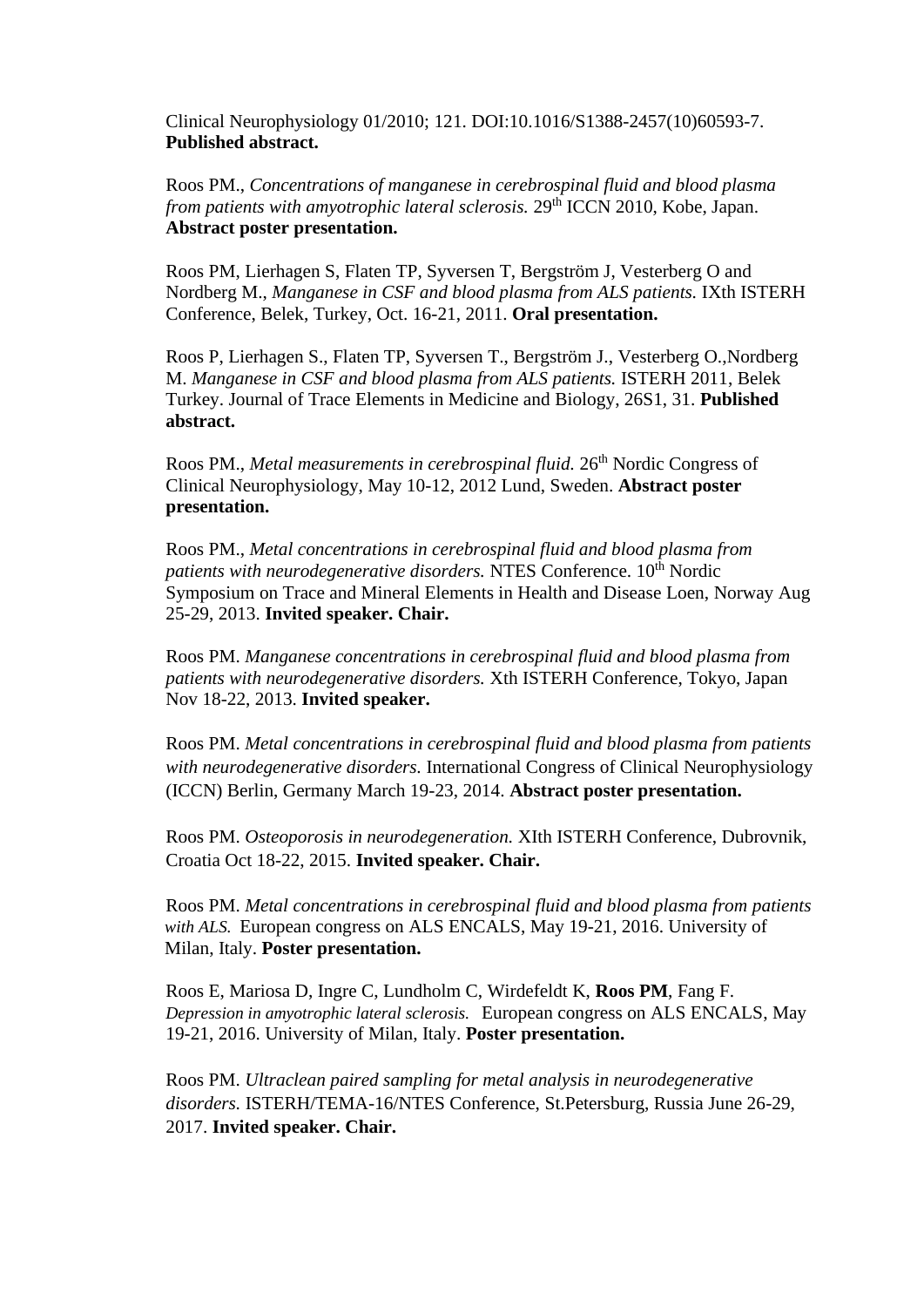Clinical Neurophysiology 01/2010; 121. DOI:10.1016/S1388-2457(10)60593-7. **Published abstract.**

Roos PM., *Concentrations of manganese in cerebrospinal fluid and blood plasma from patients with amyotrophic lateral sclerosis.* 29th ICCN 2010, Kobe, Japan. **Abstract poster presentation.**

Roos PM, Lierhagen S, Flaten TP, Syversen T, Bergström J, Vesterberg O and Nordberg M., *Manganese in CSF and blood plasma from ALS patients.* IXth ISTERH Conference, Belek, Turkey, Oct. 16-21, 2011. **Oral presentation.**

Roos P, Lierhagen S., Flaten TP, Syversen T., Bergström J., Vesterberg O.,Nordberg M. *Manganese in CSF and blood plasma from ALS patients.* ISTERH 2011, Belek Turkey. Journal of Trace Elements in Medicine and Biology, 26S1, 31. **Published abstract.**

Roos PM., *Metal measurements in cerebrospinal fluid.* 26th Nordic Congress of Clinical Neurophysiology, May 10-12, 2012 Lund, Sweden. **Abstract poster presentation.**

Roos PM., *Metal concentrations in cerebrospinal fluid and blood plasma from patients with neurodegenerative disorders.* NTES Conference. 10th Nordic Symposium on Trace and Mineral Elements in Health and Disease Loen, Norway Aug 25-29, 2013. **Invited speaker. Chair.**

Roos PM. *Manganese concentrations in cerebrospinal fluid and blood plasma from patients with neurodegenerative disorders.* Xth ISTERH Conference, Tokyo, Japan Nov 18-22, 2013. **Invited speaker.**

Roos PM. *Metal concentrations in cerebrospinal fluid and blood plasma from patients with neurodegenerative disorders.* International Congress of Clinical Neurophysiology (ICCN) Berlin, Germany March 19-23, 2014. **Abstract poster presentation.**

Roos PM. *Osteoporosis in neurodegeneration.* XIth ISTERH Conference, Dubrovnik, Croatia Oct 18-22, 2015. **Invited speaker. Chair.**

Roos PM. *Metal concentrations in cerebrospinal fluid and blood plasma from patients with ALS.* European congress on ALS ENCALS, May 19-21, 2016. University of Milan, Italy. **Poster presentation.**

Roos E, Mariosa D, Ingre C, Lundholm C, Wirdefeldt K, **Roos PM**, Fang F. *Depression in amyotrophic lateral sclerosis.* European congress on ALS ENCALS, May 19-21, 2016. University of Milan, Italy. **Poster presentation.**

Roos PM. *Ultraclean paired sampling for metal analysis in neurodegenerative disorders.* ISTERH/TEMA-16/NTES Conference, St.Petersburg, Russia June 26-29, 2017. **Invited speaker. Chair.**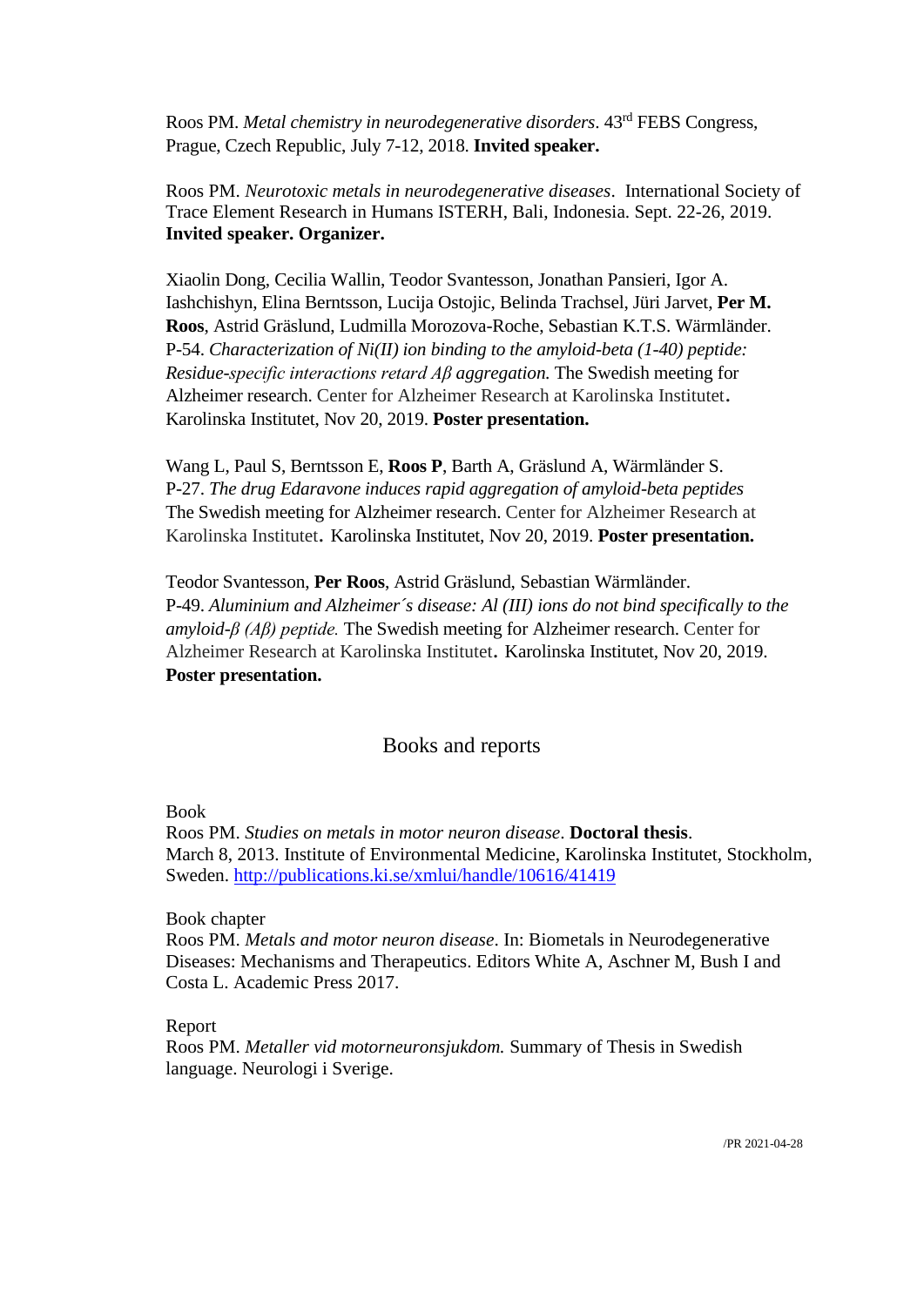Roos PM. *Metal chemistry in neurodegenerative disorders*. 43rd FEBS Congress, Prague, Czech Republic, July 7-12, 2018. **Invited speaker.**

Roos PM. *Neurotoxic metals in neurodegenerative diseases*. International Society of Trace Element Research in Humans ISTERH, Bali, Indonesia. Sept. 22-26, 2019. **Invited speaker. Organizer.**

Xiaolin Dong, Cecilia Wallin, Teodor Svantesson, Jonathan Pansieri, Igor A. Iashchishyn, Elina Berntsson, Lucija Ostojic, Belinda Trachsel, Jüri Jarvet, **Per M. Roos**, Astrid Gräslund, Ludmilla Morozova-Roche, Sebastian K.T.S. Wärmländer. P-54. *Characterization of Ni(II) ion binding to the amyloid-beta (1-40) peptide: Residue-specific interactions retard Aβ aggregation.* The Swedish meeting for Alzheimer research. Center for Alzheimer Research at Karolinska Institutet. Karolinska Institutet, Nov 20, 2019. **Poster presentation.**

Wang L, Paul S, Berntsson E, **Roos P**, Barth A, Gräslund A, Wärmländer S. P-27. *The drug Edaravone induces rapid aggregation of amyloid-beta peptides* The Swedish meeting for Alzheimer research. Center for Alzheimer Research at Karolinska Institutet. Karolinska Institutet, Nov 20, 2019. **Poster presentation.**

Teodor Svantesson, **Per Roos**, Astrid Gräslund, Sebastian Wärmländer. P-49. *Aluminium and Alzheimer´s disease: Al (III) ions do not bind specifically to the amyloid-β (Aβ) peptide.* The Swedish meeting for Alzheimer research. Center for Alzheimer Research at Karolinska Institutet. Karolinska Institutet, Nov 20, 2019. **Poster presentation.**

## Books and reports

Book
Roos PM. *Studies on metals in motor neuron disease*. **Doctoral thesis**. March 8, 2013. Institute of Environmental Medicine, Karolinska Institutet, Stockholm, Sweden. http://publications.ki.se/xmlui/handle/10616/41419

Book chapter
Roos PM. *Metals and motor neuron disease*. In: Biometals in Neurodegenerative Diseases: Mechanisms and Therapeutics. Editors White A, Aschner M, Bush I and Costa L. Academic Press 2017.

Report
Roos PM. *Metaller vid motorneuronsjukdom.* Summary of Thesis in Swedish language. Neurologi i Sverige.

/PR 2021-04-28